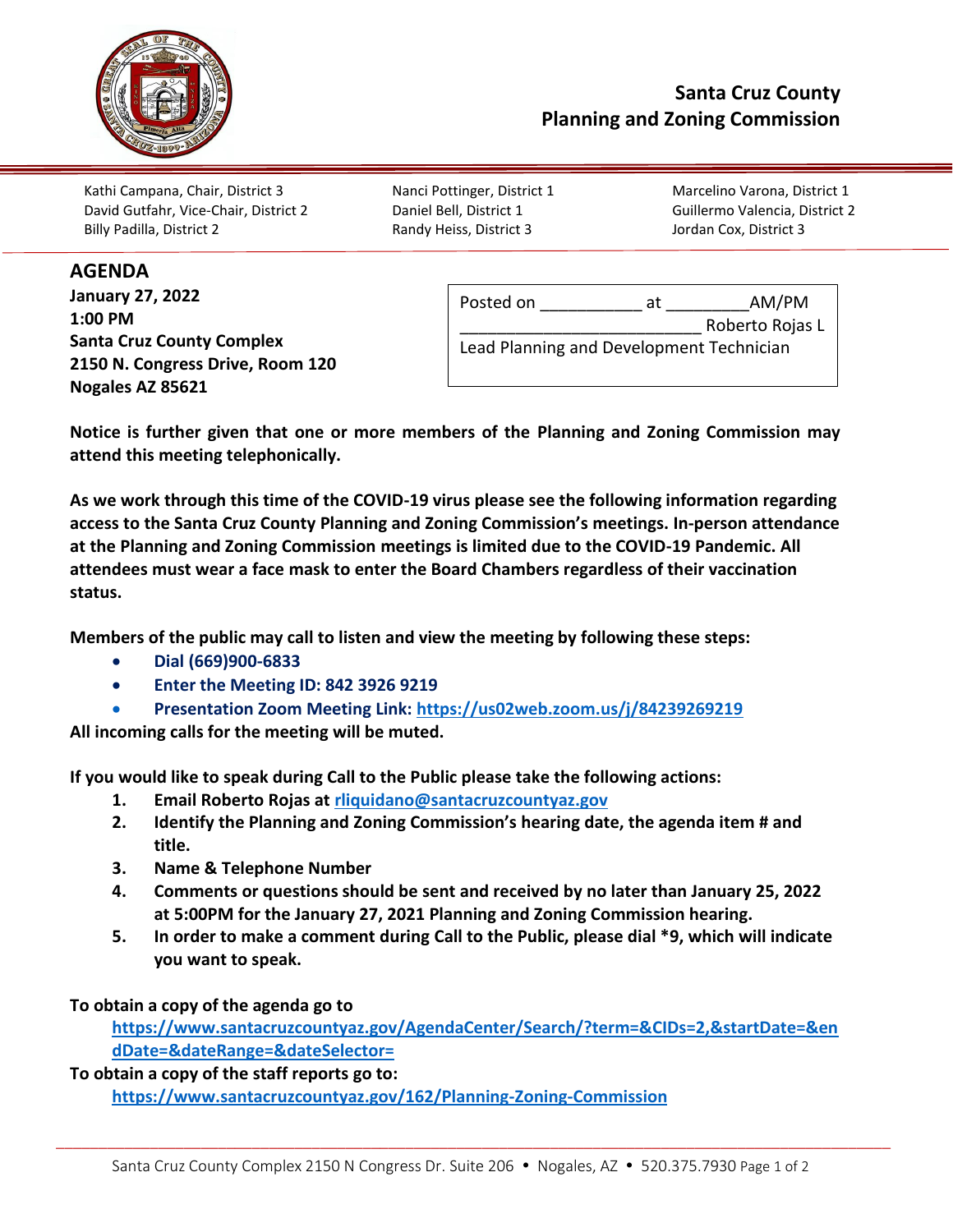# Santa Cruz County
## Planning and Zoning Commission

Kathi Campana, Chair, District 3
David Gutfahr, Vice-Chair, District 2
Billy Padilla, District 2
Nanci Pottinger, District 1
Daniel Bell, District 1
Randy Heiss, District 3
Marcelino Varona, District 1
Guillermo Valencia, District 2
Jordan Cox, District 3

## AGENDA

**January 27, 2022**
**1:00 PM**
**Santa Cruz County Complex**
**2150 N. Congress Drive, Room 120**
**Nogales AZ 85621**

Posted on ___________ at _________AM/PM
__________________________ Roberto Rojas L
Lead Planning and Development Technician

**Notice is further given that one or more members of the Planning and Zoning Commission may attend this meeting telephonically.**

**As we work through this time of the COVID-19 virus please see the following information regarding access to the Santa Cruz County Planning and Zoning Commission's meetings. In-person attendance at the Planning and Zoning Commission meetings is limited due to the COVID-19 Pandemic. All attendees must wear a face mask to enter the Board Chambers regardless of their vaccination status.**

**Members of the public may call to listen and view the meeting by following these steps:**

- **Dial (669)900-6833**
- **Enter the Meeting ID: 842 3926 9219**
- **Presentation Zoom Meeting Link: https://us02web.zoom.us/j/84239269219**

**All incoming calls for the meeting will be muted.**

**If you would like to speak during Call to the Public please take the following actions:**

1. **Email Roberto Rojas at rliquidano@santacruzcountyaz.gov**
2. **Identify the Planning and Zoning Commission's hearing date, the agenda item # and title.**
3. **Name & Telephone Number**
4. **Comments or questions should be sent and received by no later than January 25, 2022 at 5:00PM for the January 27, 2021 Planning and Zoning Commission hearing.**
5. **In order to make a comment during Call to the Public, please dial *9, which will indicate you want to speak.**

**To obtain a copy of the agenda go to**
**https://www.santacruzcountyaz.gov/AgendaCenter/Search/?term=&CIDs=2,&startDate=&endDate=&dateRange=&dateSelector=**

**To obtain a copy of the staff reports go to:**
**https://www.santacruzcountyaz.gov/162/Planning-Zoning-Commission**

Santa Cruz County Complex 2150 N Congress Dr. Suite 206 • Nogales, AZ • 520.375.7930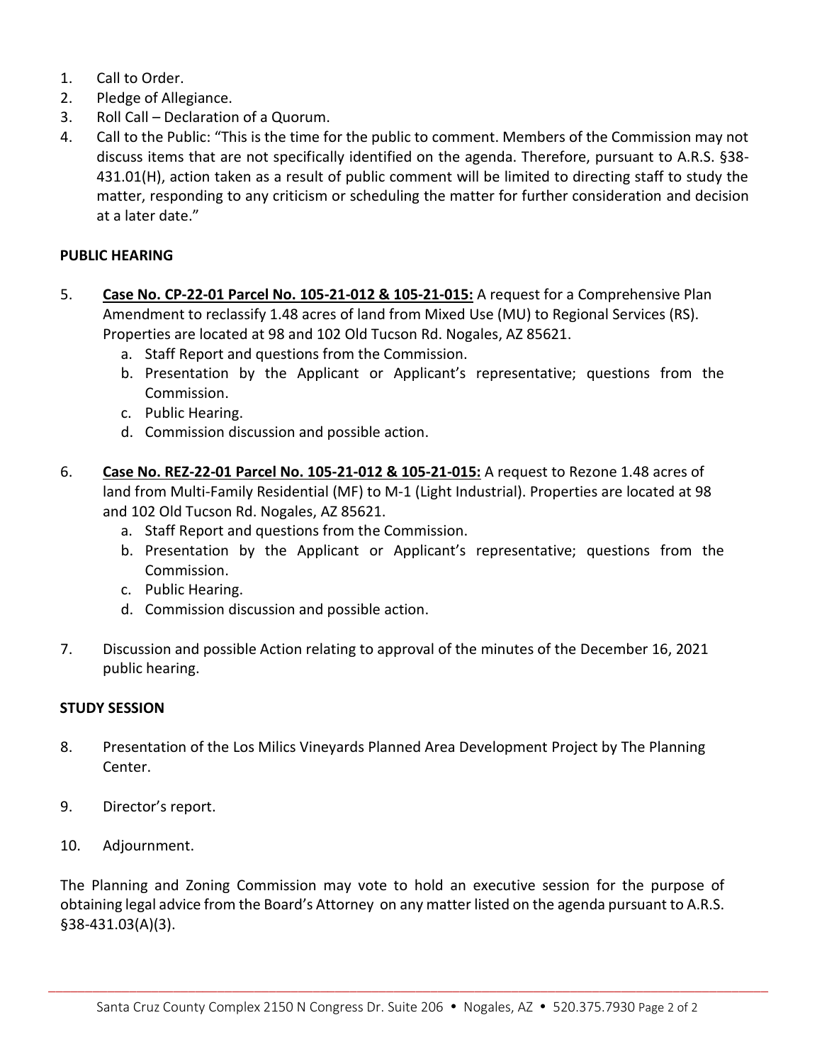1. Call to Order.
2. Pledge of Allegiance.
3. Roll Call – Declaration of a Quorum.
4. Call to the Public: "This is the time for the public to comment. Members of the Commission may not discuss items that are not specifically identified on the agenda. Therefore, pursuant to A.R.S. §38-431.01(H), action taken as a result of public comment will be limited to directing staff to study the matter, responding to any criticism or scheduling the matter for further consideration and decision at a later date."

**PUBLIC HEARING**

5. **Case No. CP-22-01 Parcel No. 105-21-012 & 105-21-015:** A request for a Comprehensive Plan Amendment to reclassify 1.48 acres of land from Mixed Use (MU) to Regional Services (RS). Properties are located at 98 and 102 Old Tucson Rd. Nogales, AZ 85621.
   a. Staff Report and questions from the Commission.
   b. Presentation by the Applicant or Applicant's representative; questions from the Commission.
   c. Public Hearing.
   d. Commission discussion and possible action.

6. **Case No. REZ-22-01 Parcel No. 105-21-012 & 105-21-015:** A request to Rezone 1.48 acres of land from Multi-Family Residential (MF) to M-1 (Light Industrial). Properties are located at 98 and 102 Old Tucson Rd. Nogales, AZ 85621.
   a. Staff Report and questions from the Commission.
   b. Presentation by the Applicant or Applicant's representative; questions from the Commission.
   c. Public Hearing.
   d. Commission discussion and possible action.

7. Discussion and possible Action relating to approval of the minutes of the December 16, 2021 public hearing.

**STUDY SESSION**

8. Presentation of the Los Milics Vineyards Planned Area Development Project by The Planning Center.

9. Director's report.

10. Adjournment.

The Planning and Zoning Commission may vote to hold an executive session for the purpose of obtaining legal advice from the Board's Attorney on any matter listed on the agenda pursuant to A.R.S. §38-431.03(A)(3).

Santa Cruz County Complex 2150 N Congress Dr. Suite 206 • Nogales, AZ • 520.375.7930